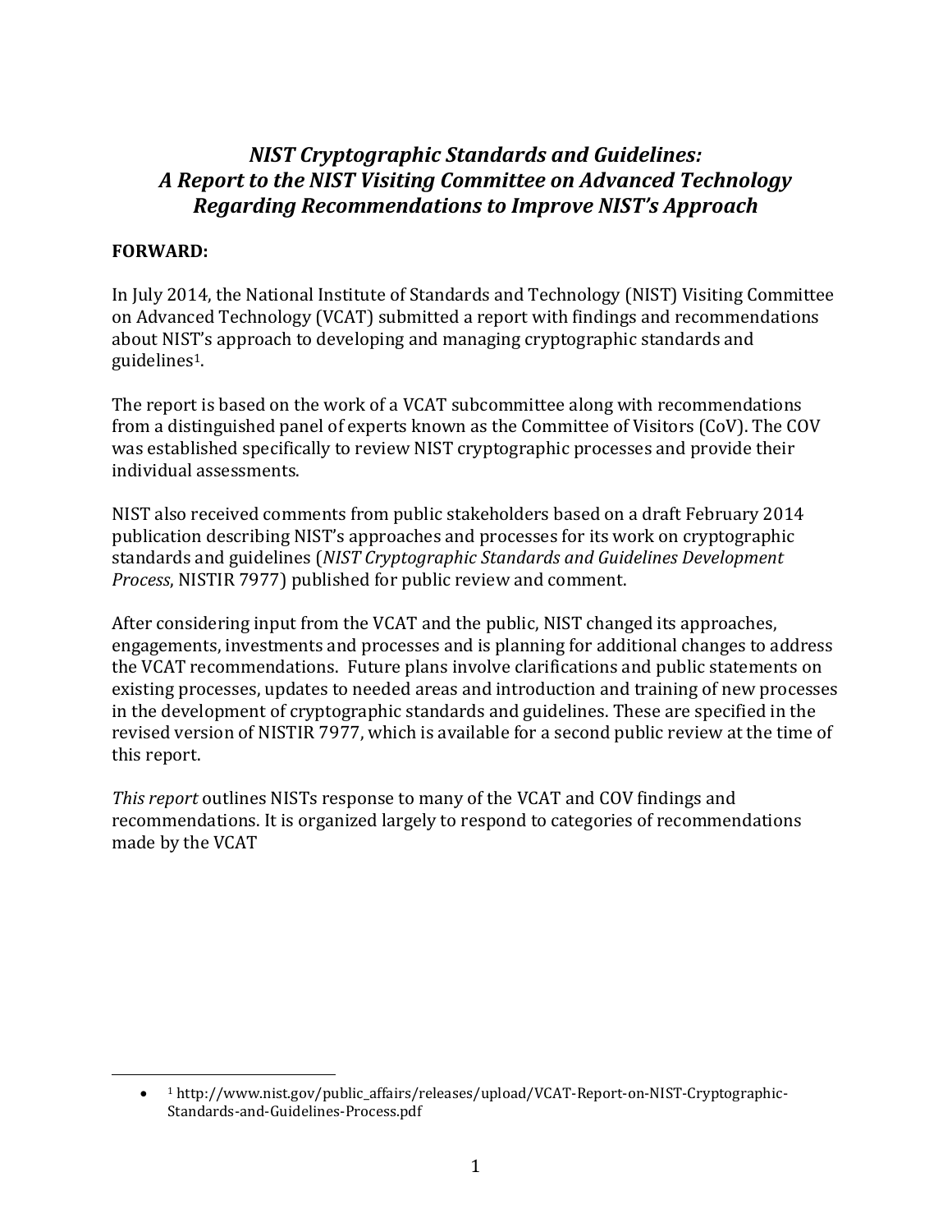# *NIST Cryptographic Standards and Guidelines: A Report to the NIST Visiting Committee on Advanced Technology Regarding Recommendations to Improve NIST's Approach*

**FORWARD:**

In July 2014, the National Institute of Standards and Technology (NIST) Visiting Committee on Advanced Technology (VCAT) submitted a report with findings and recommendations about NIST's approach to developing and managing cryptographic standards and guidelines[1].

The report is based on the work of a VCAT subcommittee along with recommendations from a distinguished panel of experts known as the Committee of Visitors (CoV). The COV was established specifically to review NIST cryptographic processes and provide their individual assessments.

NIST also received comments from public stakeholders based on a draft February 2014 publication describing NIST's approaches and processes for its work on cryptographic standards and guidelines (*NIST Cryptographic Standards and Guidelines Development Process*, NISTIR 7977) published for public review and comment.

After considering input from the VCAT and the public, NIST changed its approaches, engagements, investments and processes and is planning for additional changes to address the VCAT recommendations. Future plans involve clarifications and public statements on existing processes, updates to needed areas and introduction and training of new processes in the development of cryptographic standards and guidelines. These are specified in the revised version of NISTIR 7977, which is available for a second public review at the time of this report.

*This report* outlines NISTs response to many of the VCAT and COV findings and recommendations. It is organized largely to respond to categories of recommendations made by the VCAT

---

- [1] http://www.nist.gov/public_affairs/releases/upload/VCAT-Report-on-NIST-Cryptographic-Standards-and-Guidelines-Process.pdf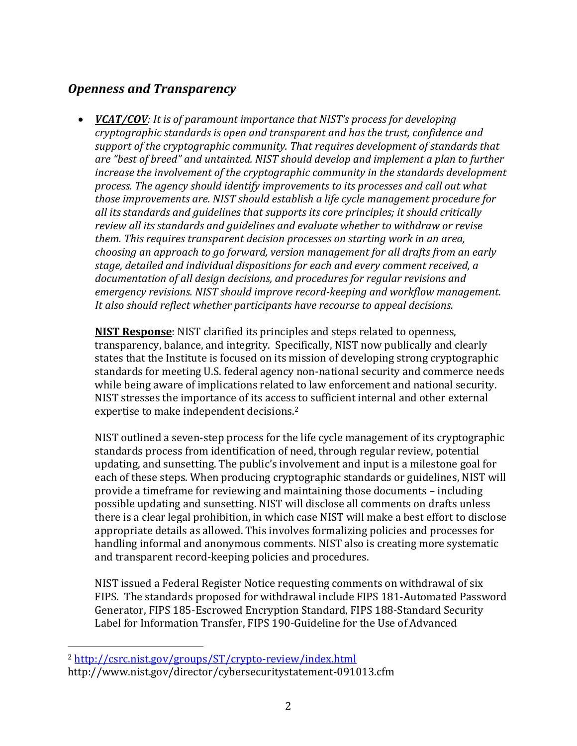## *Openness and Transparency*

- ***VCAT/COV****: It is of paramount importance that NIST's process for developing cryptographic standards is open and transparent and has the trust, confidence and support of the cryptographic community. That requires development of standards that are "best of breed" and untainted. NIST should develop and implement a plan to further increase the involvement of the cryptographic community in the standards development process. The agency should identify improvements to its processes and call out what those improvements are. NIST should establish a life cycle management procedure for all its standards and guidelines that supports its core principles; it should critically review all its standards and guidelines and evaluate whether to withdraw or revise them. This requires transparent decision processes on starting work in an area, choosing an approach to go forward, version management for all drafts from an early stage, detailed and individual dispositions for each and every comment received, a documentation of all design decisions, and procedures for regular revisions and emergency revisions. NIST should improve record-keeping and workflow management. It also should reflect whether participants have recourse to appeal decisions.*

  **NIST Response**: NIST clarified its principles and steps related to openness, transparency, balance, and integrity. Specifically, NIST now publically and clearly states that the Institute is focused on its mission of developing strong cryptographic standards for meeting U.S. federal agency non-national security and commerce needs while being aware of implications related to law enforcement and national security. NIST stresses the importance of its access to sufficient internal and other external expertise to make independent decisions.[2]

  NIST outlined a seven-step process for the life cycle management of its cryptographic standards process from identification of need, through regular review, potential updating, and sunsetting. The public's involvement and input is a milestone goal for each of these steps. When producing cryptographic standards or guidelines, NIST will provide a timeframe for reviewing and maintaining those documents – including possible updating and sunsetting. NIST will disclose all comments on drafts unless there is a clear legal prohibition, in which case NIST will make a best effort to disclose appropriate details as allowed. This involves formalizing policies and processes for handling informal and anonymous comments. NIST also is creating more systematic and transparent record-keeping policies and procedures.

  NIST issued a Federal Register Notice requesting comments on withdrawal of six FIPS. The standards proposed for withdrawal include FIPS 181-Automated Password Generator, FIPS 185-Escrowed Encryption Standard, FIPS 188-Standard Security Label for Information Transfer, FIPS 190-Guideline for the Use of Advanced

---

[2] http://csrc.nist.gov/groups/ST/crypto-review/index.html
http://www.nist.gov/director/cybersecuritystatement-091013.cfm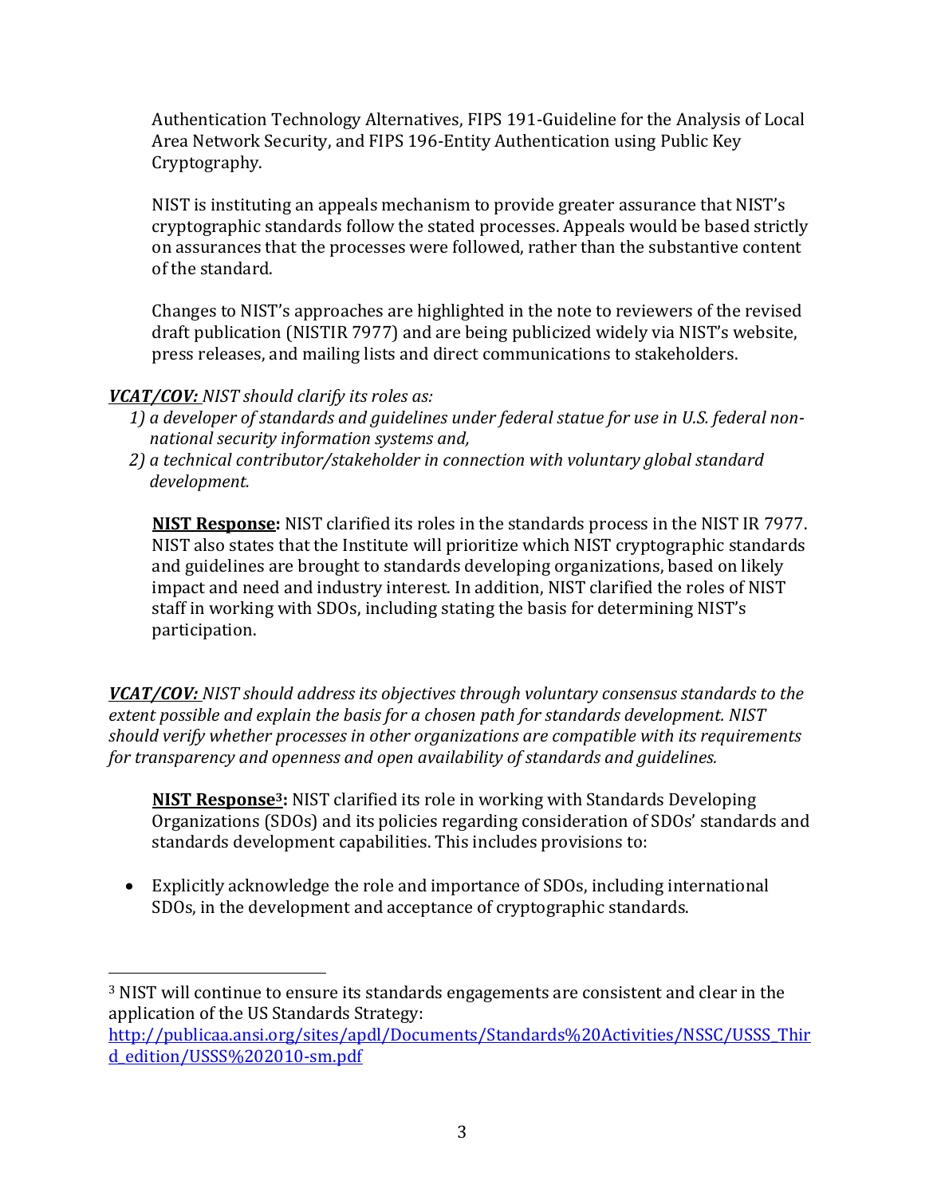Authentication Technology Alternatives, FIPS 191-Guideline for the Analysis of Local Area Network Security, and FIPS 196-Entity Authentication using Public Key Cryptography.

NIST is instituting an appeals mechanism to provide greater assurance that NIST's cryptographic standards follow the stated processes. Appeals would be based strictly on assurances that the processes were followed, rather than the substantive content of the standard.

Changes to NIST's approaches are highlighted in the note to reviewers of the revised draft publication (NISTIR 7977) and are being publicized widely via NIST's website, press releases, and mailing lists and direct communications to stakeholders.

***VCAT/COV:*** *NIST should clarify its roles as:*

1) *a developer of standards and guidelines under federal statue for use in U.S. federal non-national security information systems and,*
2) *a technical contributor/stakeholder in connection with voluntary global standard development.*

**NIST Response:** NIST clarified its roles in the standards process in the NIST IR 7977. NIST also states that the Institute will prioritize which NIST cryptographic standards and guidelines are brought to standards developing organizations, based on likely impact and need and industry interest. In addition, NIST clarified the roles of NIST staff in working with SDOs, including stating the basis for determining NIST's participation.

***VCAT/COV:*** *NIST should address its objectives through voluntary consensus standards to the extent possible and explain the basis for a chosen path for standards development. NIST should verify whether processes in other organizations are compatible with its requirements for transparency and openness and open availability of standards and guidelines.*

**NIST Response[3]:** NIST clarified its role in working with Standards Developing Organizations (SDOs) and its policies regarding consideration of SDOs' standards and standards development capabilities. This includes provisions to:

- Explicitly acknowledge the role and importance of SDOs, including international SDOs, in the development and acceptance of cryptographic standards.

---

[3] NIST will continue to ensure its standards engagements are consistent and clear in the application of the US Standards Strategy: http://publicaa.ansi.org/sites/apdl/Documents/Standards%20Activities/NSSC/USSS_Third_edition/USSS%202010-sm.pdf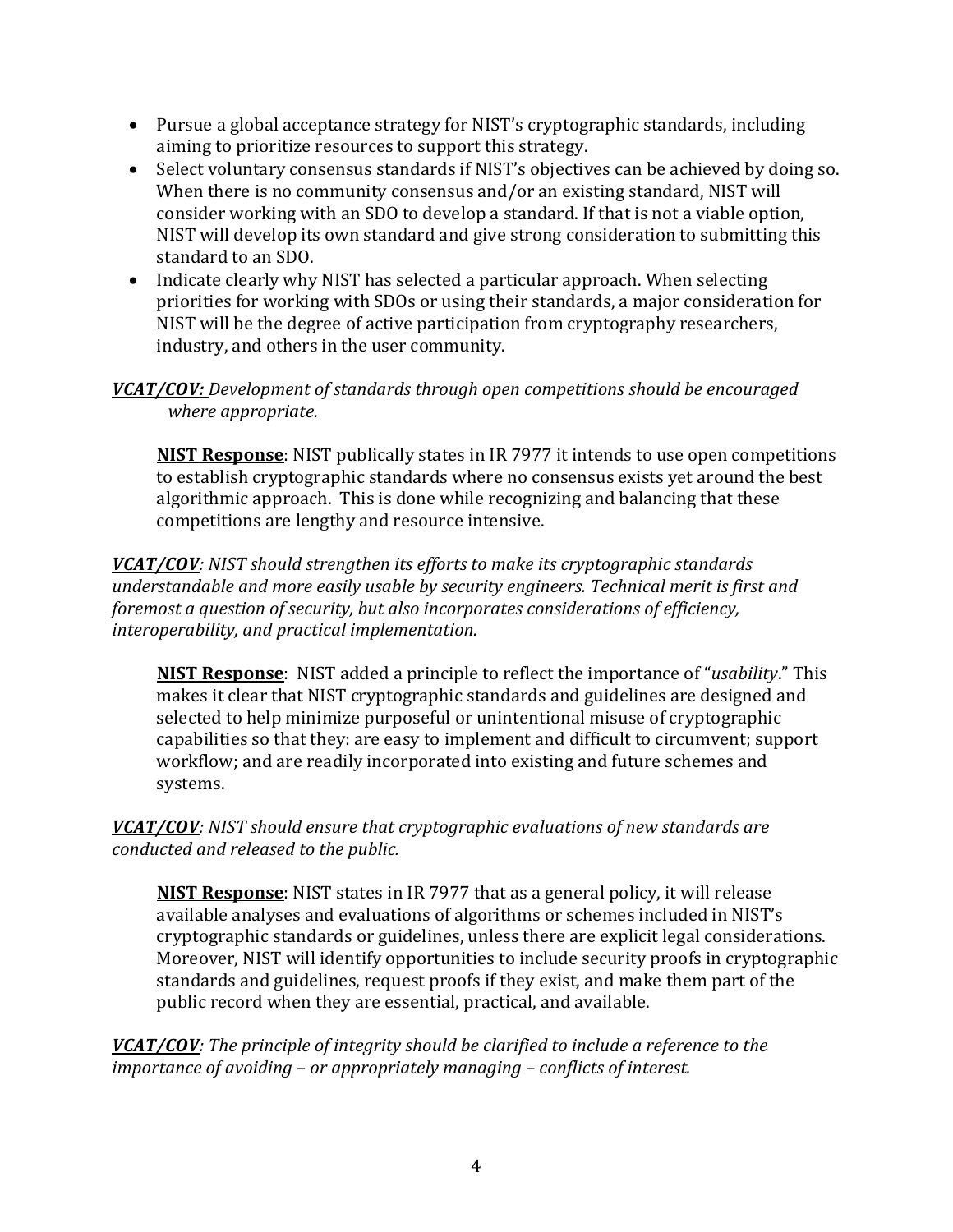- Pursue a global acceptance strategy for NIST's cryptographic standards, including aiming to prioritize resources to support this strategy.
- Select voluntary consensus standards if NIST's objectives can be achieved by doing so. When there is no community consensus and/or an existing standard, NIST will consider working with an SDO to develop a standard. If that is not a viable option, NIST will develop its own standard and give strong consideration to submitting this standard to an SDO.
- Indicate clearly why NIST has selected a particular approach. When selecting priorities for working with SDOs or using their standards, a major consideration for NIST will be the degree of active participation from cryptography researchers, industry, and others in the user community.

***VCAT/COV:*** *Development of standards through open competitions should be encouraged where appropriate.*

**NIST Response**: NIST publically states in IR 7977 it intends to use open competitions to establish cryptographic standards where no consensus exists yet around the best algorithmic approach. This is done while recognizing and balancing that these competitions are lengthy and resource intensive.

***VCAT/COV****: NIST should strengthen its efforts to make its cryptographic standards understandable and more easily usable by security engineers. Technical merit is first and foremost a question of security, but also incorporates considerations of efficiency, interoperability, and practical implementation.*

**NIST Response**: NIST added a principle to reflect the importance of "*usability*." This makes it clear that NIST cryptographic standards and guidelines are designed and selected to help minimize purposeful or unintentional misuse of cryptographic capabilities so that they: are easy to implement and difficult to circumvent; support workflow; and are readily incorporated into existing and future schemes and systems.

***VCAT/COV****: NIST should ensure that cryptographic evaluations of new standards are conducted and released to the public.*

**NIST Response**: NIST states in IR 7977 that as a general policy, it will release available analyses and evaluations of algorithms or schemes included in NIST's cryptographic standards or guidelines, unless there are explicit legal considerations. Moreover, NIST will identify opportunities to include security proofs in cryptographic standards and guidelines, request proofs if they exist, and make them part of the public record when they are essential, practical, and available.

***VCAT/COV****: The principle of integrity should be clarified to include a reference to the importance of avoiding – or appropriately managing – conflicts of interest.*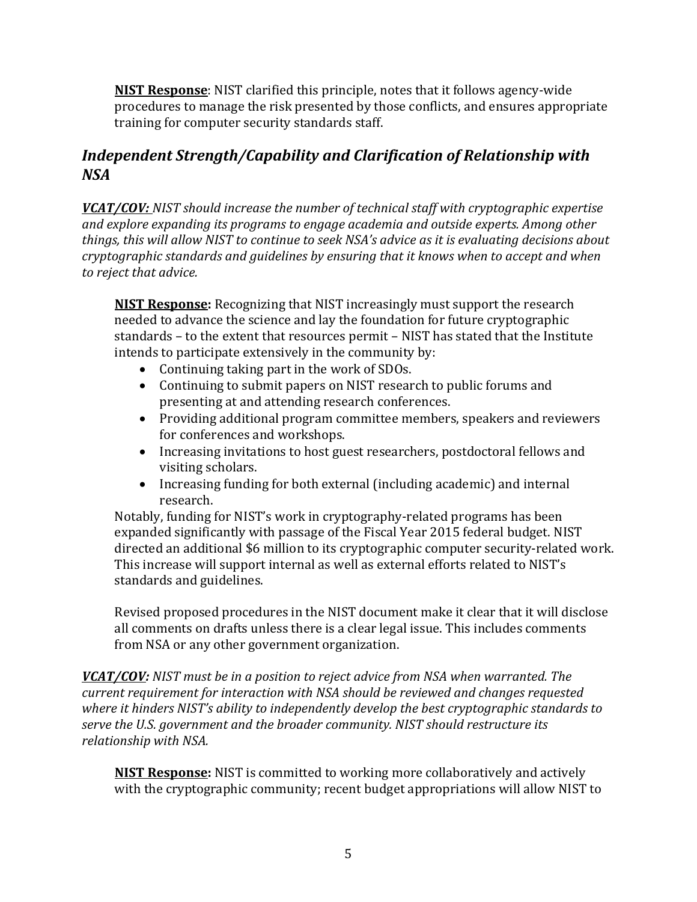**NIST Response**: NIST clarified this principle, notes that it follows agency-wide procedures to manage the risk presented by those conflicts, and ensures appropriate training for computer security standards staff.

## *Independent Strength/Capability and Clarification of Relationship with NSA*

***VCAT/COV:*** *NIST should increase the number of technical staff with cryptographic expertise and explore expanding its programs to engage academia and outside experts. Among other things, this will allow NIST to continue to seek NSA's advice as it is evaluating decisions about cryptographic standards and guidelines by ensuring that it knows when to accept and when to reject that advice.*

**NIST Response:** Recognizing that NIST increasingly must support the research needed to advance the science and lay the foundation for future cryptographic standards – to the extent that resources permit – NIST has stated that the Institute intends to participate extensively in the community by:

- Continuing taking part in the work of SDOs.
- Continuing to submit papers on NIST research to public forums and presenting at and attending research conferences.
- Providing additional program committee members, speakers and reviewers for conferences and workshops.
- Increasing invitations to host guest researchers, postdoctoral fellows and visiting scholars.
- Increasing funding for both external (including academic) and internal research.

Notably, funding for NIST's work in cryptography-related programs has been expanded significantly with passage of the Fiscal Year 2015 federal budget. NIST directed an additional $6 million to its cryptographic computer security-related work. This increase will support internal as well as external efforts related to NIST's standards and guidelines.

Revised proposed procedures in the NIST document make it clear that it will disclose all comments on drafts unless there is a clear legal issue. This includes comments from NSA or any other government organization.

***VCAT/COV:*** *NIST must be in a position to reject advice from NSA when warranted. The current requirement for interaction with NSA should be reviewed and changes requested where it hinders NIST's ability to independently develop the best cryptographic standards to serve the U.S. government and the broader community. NIST should restructure its relationship with NSA.*

**NIST Response:** NIST is committed to working more collaboratively and actively with the cryptographic community; recent budget appropriations will allow NIST to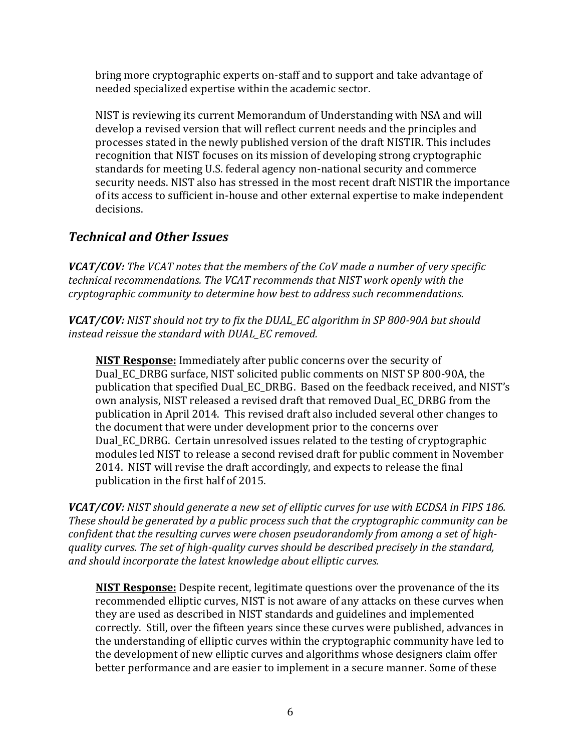bring more cryptographic experts on-staff and to support and take advantage of needed specialized expertise within the academic sector.

NIST is reviewing its current Memorandum of Understanding with NSA and will develop a revised version that will reflect current needs and the principles and processes stated in the newly published version of the draft NISTIR. This includes recognition that NIST focuses on its mission of developing strong cryptographic standards for meeting U.S. federal agency non-national security and commerce security needs. NIST also has stressed in the most recent draft NISTIR the importance of its access to sufficient in-house and other external expertise to make independent decisions.

## *Technical and Other Issues*

***VCAT/COV:*** *The VCAT notes that the members of the CoV made a number of very specific technical recommendations. The VCAT recommends that NIST work openly with the cryptographic community to determine how best to address such recommendations.*

***VCAT/COV:*** *NIST should not try to fix the DUAL_EC algorithm in SP 800-90A but should instead reissue the standard with DUAL_EC removed.*

**NIST Response:** Immediately after public concerns over the security of Dual_EC_DRBG surface, NIST solicited public comments on NIST SP 800-90A, the publication that specified Dual_EC_DRBG. Based on the feedback received, and NIST's own analysis, NIST released a revised draft that removed Dual_EC_DRBG from the publication in April 2014. This revised draft also included several other changes to the document that were under development prior to the concerns over Dual_EC_DRBG. Certain unresolved issues related to the testing of cryptographic modules led NIST to release a second revised draft for public comment in November 2014. NIST will revise the draft accordingly, and expects to release the final publication in the first half of 2015.

***VCAT/COV:*** *NIST should generate a new set of elliptic curves for use with ECDSA in FIPS 186. These should be generated by a public process such that the cryptographic community can be confident that the resulting curves were chosen pseudorandomly from among a set of high-quality curves. The set of high-quality curves should be described precisely in the standard, and should incorporate the latest knowledge about elliptic curves.*

**NIST Response:** Despite recent, legitimate questions over the provenance of the its recommended elliptic curves, NIST is not aware of any attacks on these curves when they are used as described in NIST standards and guidelines and implemented correctly. Still, over the fifteen years since these curves were published, advances in the understanding of elliptic curves within the cryptographic community have led to the development of new elliptic curves and algorithms whose designers claim offer better performance and are easier to implement in a secure manner. Some of these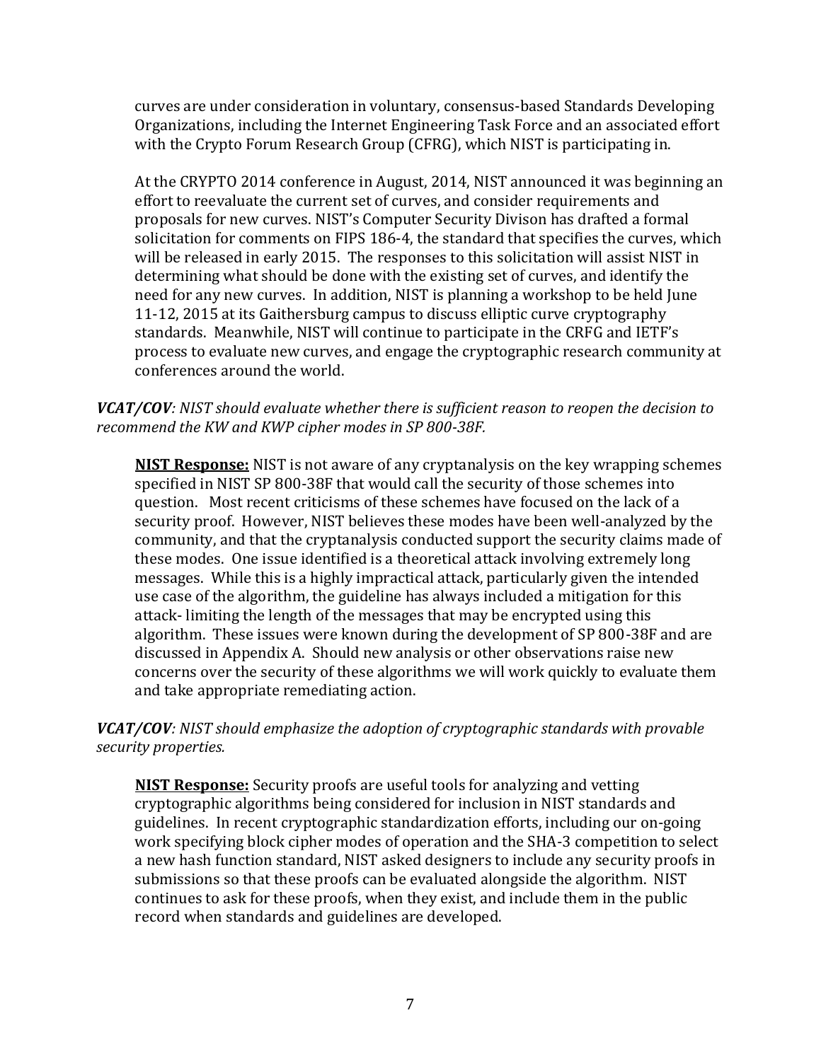curves are under consideration in voluntary, consensus-based Standards Developing Organizations, including the Internet Engineering Task Force and an associated effort with the Crypto Forum Research Group (CFRG), which NIST is participating in.

At the CRYPTO 2014 conference in August, 2014, NIST announced it was beginning an effort to reevaluate the current set of curves, and consider requirements and proposals for new curves. NIST's Computer Security Divison has drafted a formal solicitation for comments on FIPS 186-4, the standard that specifies the curves, which will be released in early 2015. The responses to this solicitation will assist NIST in determining what should be done with the existing set of curves, and identify the need for any new curves. In addition, NIST is planning a workshop to be held June 11-12, 2015 at its Gaithersburg campus to discuss elliptic curve cryptography standards. Meanwhile, NIST will continue to participate in the CRFG and IETF's process to evaluate new curves, and engage the cryptographic research community at conferences around the world.

***VCAT/COV**: NIST should evaluate whether there is sufficient reason to reopen the decision to recommend the KW and KWP cipher modes in SP 800-38F.*

**NIST Response:** NIST is not aware of any cryptanalysis on the key wrapping schemes specified in NIST SP 800-38F that would call the security of those schemes into question. Most recent criticisms of these schemes have focused on the lack of a security proof. However, NIST believes these modes have been well-analyzed by the community, and that the cryptanalysis conducted support the security claims made of these modes. One issue identified is a theoretical attack involving extremely long messages. While this is a highly impractical attack, particularly given the intended use case of the algorithm, the guideline has always included a mitigation for this attack- limiting the length of the messages that may be encrypted using this algorithm. These issues were known during the development of SP 800-38F and are discussed in Appendix A. Should new analysis or other observations raise new concerns over the security of these algorithms we will work quickly to evaluate them and take appropriate remediating action.

***VCAT/COV**: NIST should emphasize the adoption of cryptographic standards with provable security properties.*

**NIST Response:** Security proofs are useful tools for analyzing and vetting cryptographic algorithms being considered for inclusion in NIST standards and guidelines. In recent cryptographic standardization efforts, including our on-going work specifying block cipher modes of operation and the SHA-3 competition to select a new hash function standard, NIST asked designers to include any security proofs in submissions so that these proofs can be evaluated alongside the algorithm. NIST continues to ask for these proofs, when they exist, and include them in the public record when standards and guidelines are developed.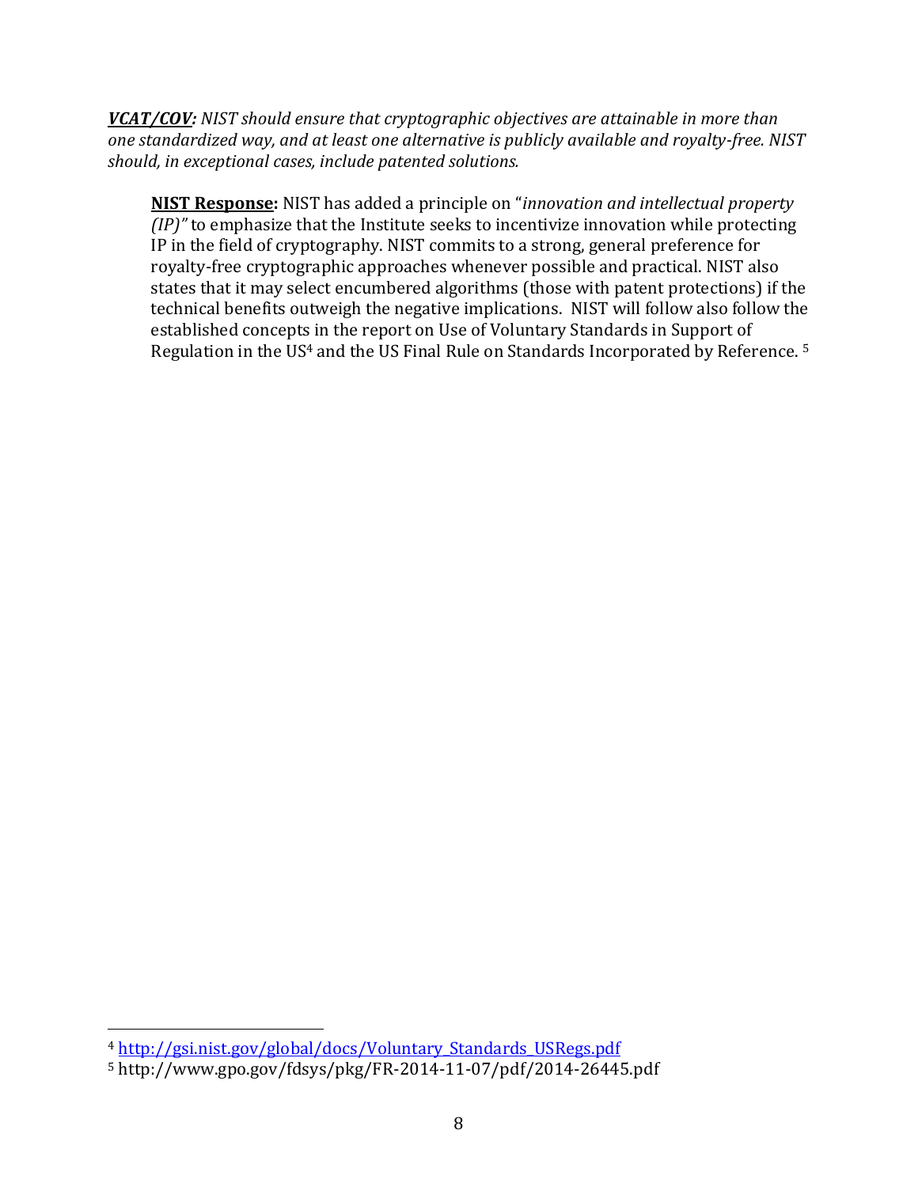***VCAT/COV:*** *NIST should ensure that cryptographic objectives are attainable in more than one standardized way, and at least one alternative is publicly available and royalty-free. NIST should, in exceptional cases, include patented solutions.*

**NIST Response:** NIST has added a principle on "*innovation and intellectual property (IP)"* to emphasize that the Institute seeks to incentivize innovation while protecting IP in the field of cryptography. NIST commits to a strong, general preference for royalty-free cryptographic approaches whenever possible and practical. NIST also states that it may select encumbered algorithms (those with patent protections) if the technical benefits outweigh the negative implications. NIST will follow also follow the established concepts in the report on Use of Voluntary Standards in Support of Regulation in the US[4] and the US Final Rule on Standards Incorporated by Reference. [5]

---

[4] http://gsi.nist.gov/global/docs/Voluntary_Standards_USRegs.pdf

[5] http://www.gpo.gov/fdsys/pkg/FR-2014-11-07/pdf/2014-26445.pdf